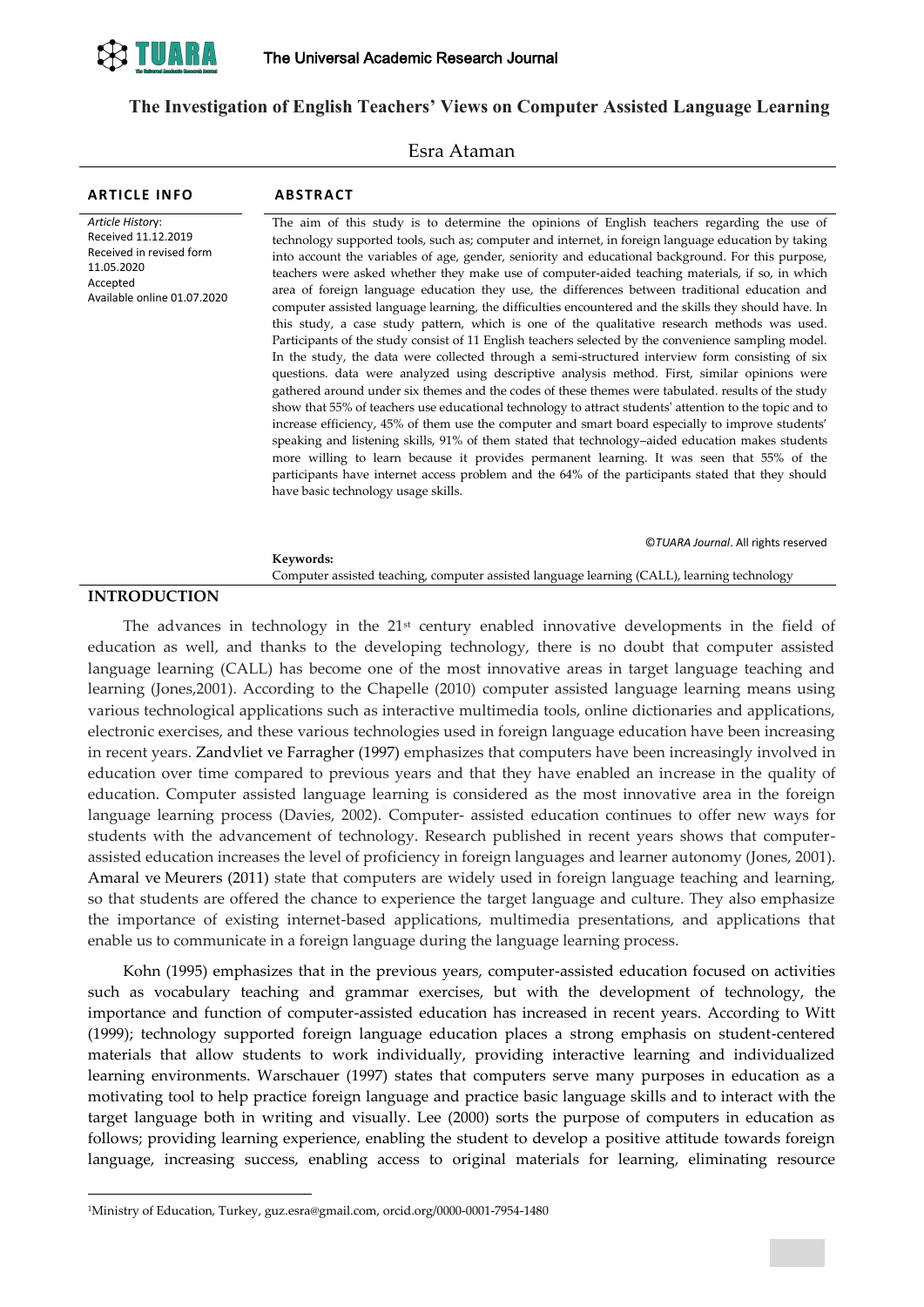# The Investigation of English Teachers' Views on Computer Assisted Language Learning

Esra Ataman[1]

**ARTICLE INFO**

*Article History*:
Received 11.12.2019
Received in revised form 11.05.2020
Accepted
Available online 01.07.2020

**ABSTRACT**

The aim of this study is to determine the opinions of English teachers regarding the use of technology supported tools, such as; computer and internet, in foreign language education by taking into account the variables of age, gender, seniority and educational background. For this purpose, teachers were asked whether they make use of computer-aided teaching materials, if so, in which area of foreign language education they use, the differences between traditional education and computer assisted language learning, the difficulties encountered and the skills they should have. In this study, a case study pattern, which is one of the qualitative research methods was used. Participants of the study consist of 11 English teachers selected by the convenience sampling model. In the study, the data were collected through a semi-structured interview form consisting of six questions. data were analyzed using descriptive analysis method. First, similar opinions were gathered around under six themes and the codes of these themes were tabulated. results of the study show that 55% of teachers use educational technology to attract students' attention to the topic and to increase efficiency, 45% of them use the computer and smart board especially to improve students' speaking and listening skills, 91% of them stated that technology–aided education makes students more willing to learn because it provides permanent learning. It was seen that 55% of the participants have internet access problem and the 64% of the participants stated that they should have basic technology usage skills.

©*TUARA Journal*. All rights reserved

**Keywords:**
Computer assisted teaching, computer assisted language learning (CALL), learning technology

## INTRODUCTION

The advances in technology in the 21st century enabled innovative developments in the field of education as well, and thanks to the developing technology, there is no doubt that computer assisted language learning (CALL) has become one of the most innovative areas in target language teaching and learning (Jones,2001). According to the Chapelle (2010) computer assisted language learning means using various technological applications such as interactive multimedia tools, online dictionaries and applications, electronic exercises, and these various technologies used in foreign language education have been increasing in recent years. Zandvliet ve Farragher (1997) emphasizes that computers have been increasingly involved in education over time compared to previous years and that they have enabled an increase in the quality of education. Computer assisted language learning is considered as the most innovative area in the foreign language learning process (Davies, 2002). Computer- assisted education continues to offer new ways for students with the advancement of technology. Research published in recent years shows that computer-assisted education increases the level of proficiency in foreign languages and learner autonomy (Jones, 2001). Amaral ve Meurers (2011) state that computers are widely used in foreign language teaching and learning, so that students are offered the chance to experience the target language and culture. They also emphasize the importance of existing internet-based applications, multimedia presentations, and applications that enable us to communicate in a foreign language during the language learning process.

Kohn (1995) emphasizes that in the previous years, computer-assisted education focused on activities such as vocabulary teaching and grammar exercises, but with the development of technology, the importance and function of computer-assisted education has increased in recent years. According to Witt (1999); technology supported foreign language education places a strong emphasis on student-centered materials that allow students to work individually, providing interactive learning and individualized learning environments. Warschauer (1997) states that computers serve many purposes in education as a motivating tool to help practice foreign language and practice basic language skills and to interact with the target language both in writing and visually. Lee (2000) sorts the purpose of computers in education as follows; providing learning experience, enabling the student to develop a positive attitude towards foreign language, increasing success, enabling access to original materials for learning, eliminating resource

[1]Ministry of Education, Turkey, guz.esra@gmail.com, orcid.org/0000-0001-7954-1480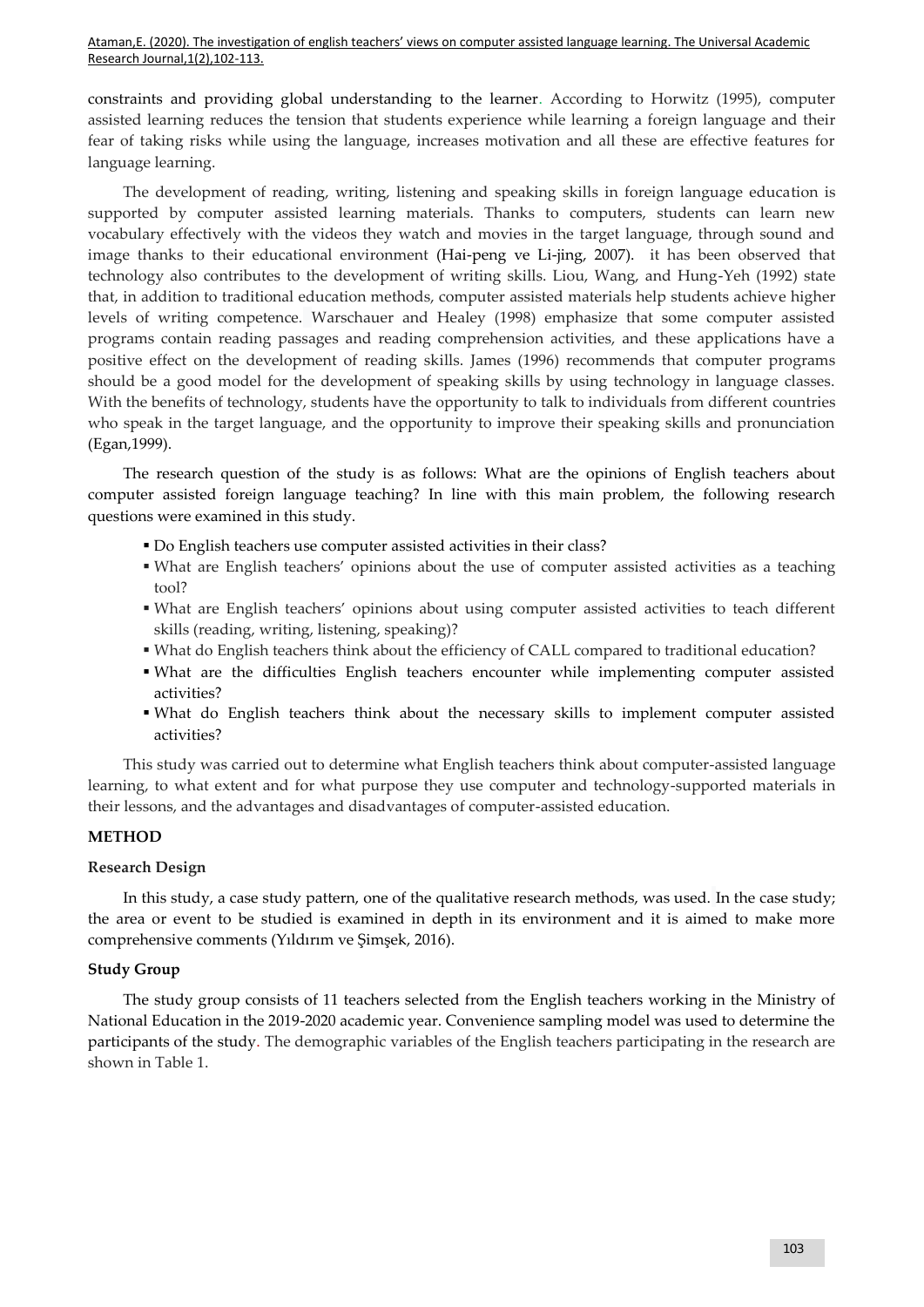constraints and providing global understanding to the learner. According to Horwitz (1995), computer assisted learning reduces the tension that students experience while learning a foreign language and their fear of taking risks while using the language, increases motivation and all these are effective features for language learning.

The development of reading, writing, listening and speaking skills in foreign language education is supported by computer assisted learning materials. Thanks to computers, students can learn new vocabulary effectively with the videos they watch and movies in the target language, through sound and image thanks to their educational environment (Hai-peng ve Li-jing, 2007). it has been observed that technology also contributes to the development of writing skills. Liou, Wang, and Hung-Yeh (1992) state that, in addition to traditional education methods, computer assisted materials help students achieve higher levels of writing competence. Warschauer and Healey (1998) emphasize that some computer assisted programs contain reading passages and reading comprehension activities, and these applications have a positive effect on the development of reading skills. James (1996) recommends that computer programs should be a good model for the development of speaking skills by using technology in language classes. With the benefits of technology, students have the opportunity to talk to individuals from different countries who speak in the target language, and the opportunity to improve their speaking skills and pronunciation (Egan,1999).

The research question of the study is as follows: What are the opinions of English teachers about computer assisted foreign language teaching? In line with this main problem, the following research questions were examined in this study.

- Do English teachers use computer assisted activities in their class?
- What are English teachers' opinions about the use of computer assisted activities as a teaching tool?
- What are English teachers' opinions about using computer assisted activities to teach different skills (reading, writing, listening, speaking)?
- What do English teachers think about the efficiency of CALL compared to traditional education?
- What are the difficulties English teachers encounter while implementing computer assisted activities?
- What do English teachers think about the necessary skills to implement computer assisted activities?

This study was carried out to determine what English teachers think about computer-assisted language learning, to what extent and for what purpose they use computer and technology-supported materials in their lessons, and the advantages and disadvantages of computer-assisted education.

## METHOD

### Research Design

In this study, a case study pattern, one of the qualitative research methods, was used. In the case study; the area or event to be studied is examined in depth in its environment and it is aimed to make more comprehensive comments (Yıldırım ve Şimşek, 2016).

### Study Group

The study group consists of 11 teachers selected from the English teachers working in the Ministry of National Education in the 2019-2020 academic year. Convenience sampling model was used to determine the participants of the study. The demographic variables of the English teachers participating in the research are shown in Table 1.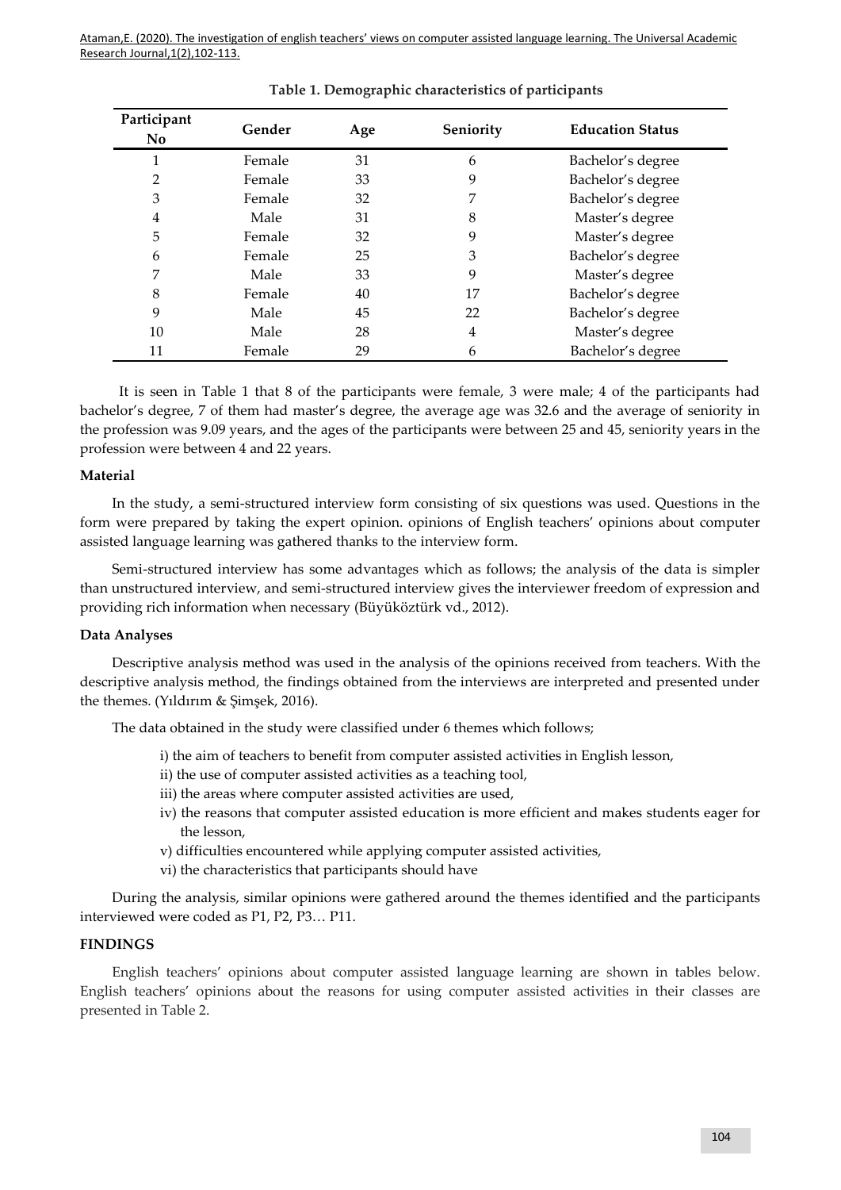**Table 1. Demographic characteristics of participants**

| Participant No | Gender | Age | Seniority | Education Status |
|---|---|---|---|---|
| 1 | Female | 31 | 6 | Bachelor's degree |
| 2 | Female | 33 | 9 | Bachelor's degree |
| 3 | Female | 32 | 7 | Bachelor's degree |
| 4 | Male | 31 | 8 | Master's degree |
| 5 | Female | 32 | 9 | Master's degree |
| 6 | Female | 25 | 3 | Bachelor's degree |
| 7 | Male | 33 | 9 | Master's degree |
| 8 | Female | 40 | 17 | Bachelor's degree |
| 9 | Male | 45 | 22 | Bachelor's degree |
| 10 | Male | 28 | 4 | Master's degree |
| 11 | Female | 29 | 6 | Bachelor's degree |

It is seen in Table 1 that 8 of the participants were female, 3 were male; 4 of the participants had bachelor's degree, 7 of them had master's degree, the average age was 32.6 and the average of seniority in the profession was 9.09 years, and the ages of the participants were between 25 and 45, seniority years in the profession were between 4 and 22 years.

### Material

In the study, a semi-structured interview form consisting of six questions was used. Questions in the form were prepared by taking the expert opinion. opinions of English teachers' opinions about computer assisted language learning was gathered thanks to the interview form.

Semi-structured interview has some advantages which as follows; the analysis of the data is simpler than unstructured interview, and semi-structured interview gives the interviewer freedom of expression and providing rich information when necessary (Büyüköztürk vd., 2012).

### Data Analyses

Descriptive analysis method was used in the analysis of the opinions received from teachers. With the descriptive analysis method, the findings obtained from the interviews are interpreted and presented under the themes. (Yıldırım & Şimşek, 2016).

The data obtained in the study were classified under 6 themes which follows;

i) the aim of teachers to benefit from computer assisted activities in English lesson,
ii) the use of computer assisted activities as a teaching tool,
iii) the areas where computer assisted activities are used,
iv) the reasons that computer assisted education is more efficient and makes students eager for the lesson,
v) difficulties encountered while applying computer assisted activities,
vi) the characteristics that participants should have

During the analysis, similar opinions were gathered around the themes identified and the participants interviewed were coded as P1, P2, P3… P11.

## FINDINGS

English teachers' opinions about computer assisted language learning are shown in tables below. English teachers' opinions about the reasons for using computer assisted activities in their classes are presented in Table 2.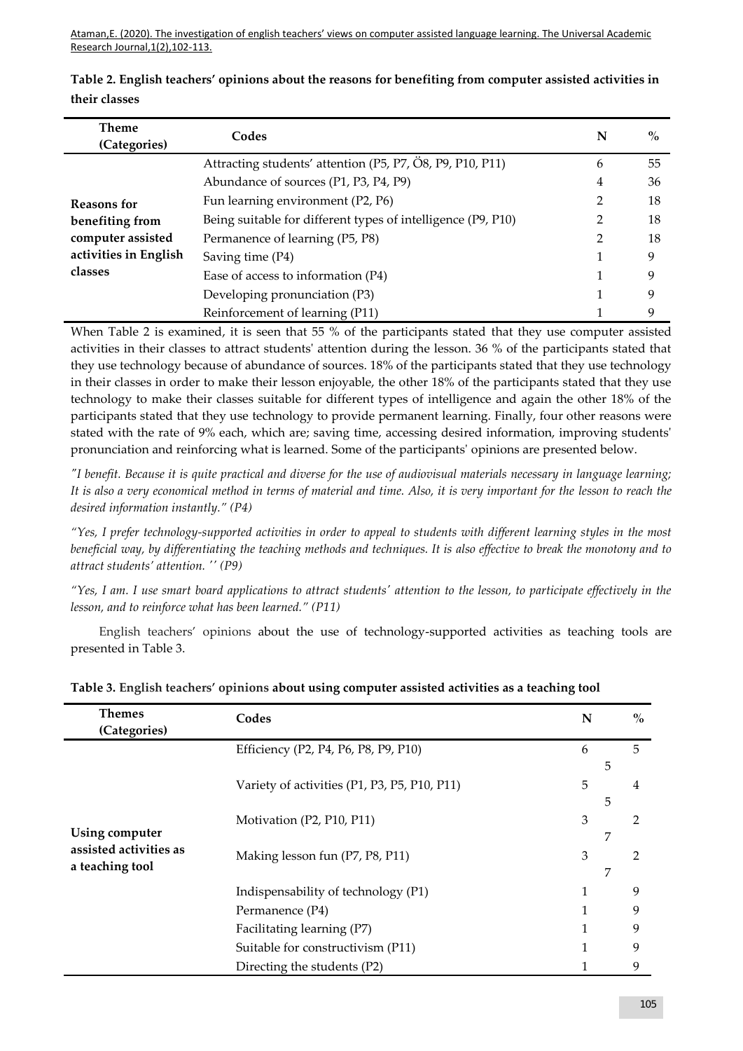**Table 2. English teachers' opinions about the reasons for benefiting from computer assisted activities in their classes**

| Theme (Categories) | Codes | N | % |
|---|---|---|---|
| Reasons for benefiting from computer assisted activities in English classes | Attracting students' attention (P5, P7, Ö8, P9, P10, P11) | 6 | 55 |
| | Abundance of sources (P1, P3, P4, P9) | 4 | 36 |
| | Fun learning environment (P2, P6) | 2 | 18 |
| | Being suitable for different types of intelligence (P9, P10) | 2 | 18 |
| | Permanence of learning (P5, P8) | 2 | 18 |
| | Saving time (P4) | 1 | 9 |
| | Ease of access to information (P4) | 1 | 9 |
| | Developing pronunciation (P3) | 1 | 9 |
| | Reinforcement of learning (P11) | 1 | 9 |

When Table 2 is examined, it is seen that 55 % of the participants stated that they use computer assisted activities in their classes to attract students' attention during the lesson. 36 % of the participants stated that they use technology because of abundance of sources. 18% of the participants stated that they use technology in their classes in order to make their lesson enjoyable, the other 18% of the participants stated that they use technology to make their classes suitable for different types of intelligence and again the other 18% of the participants stated that they use technology to provide permanent learning. Finally, four other reasons were stated with the rate of 9% each, which are; saving time, accessing desired information, improving students' pronunciation and reinforcing what is learned. Some of the participants' opinions are presented below.

*"I benefit. Because it is quite practical and diverse for the use of audiovisual materials necessary in language learning; It is also a very economical method in terms of material and time. Also, it is very important for the lesson to reach the desired information instantly." (P4)*

*"Yes, I prefer technology-supported activities in order to appeal to students with different learning styles in the most beneficial way, by differentiating the teaching methods and techniques. It is also effective to break the monotony and to attract students' attention. '' (P9)*

*"Yes, I am. I use smart board applications to attract students' attention to the lesson, to participate effectively in the lesson, and to reinforce what has been learned." (P11)*

English teachers' opinions about the use of technology-supported activities as teaching tools are presented in Table 3.

**Table 3. English teachers' opinions about using computer assisted activities as a teaching tool**

| Themes (Categories) | Codes | N | % |
|---|---|---|---|
| Using computer assisted activities as a teaching tool | Efficiency (P2, P4, P6, P8, P9, P10) | 6 | 55 |
| | Variety of activities (P1, P3, P5, P10, P11) | 5 | 45 |
| | Motivation (P2, P10, P11) | 3 | 27 |
| | Making lesson fun (P7, P8, P11) | 3 | 27 |
| | Indispensability of technology (P1) | 1 | 9 |
| | Permanence (P4) | 1 | 9 |
| | Facilitating learning (P7) | 1 | 9 |
| | Suitable for constructivism (P11) | 1 | 9 |
| | Directing the students (P2) | 1 | 9 |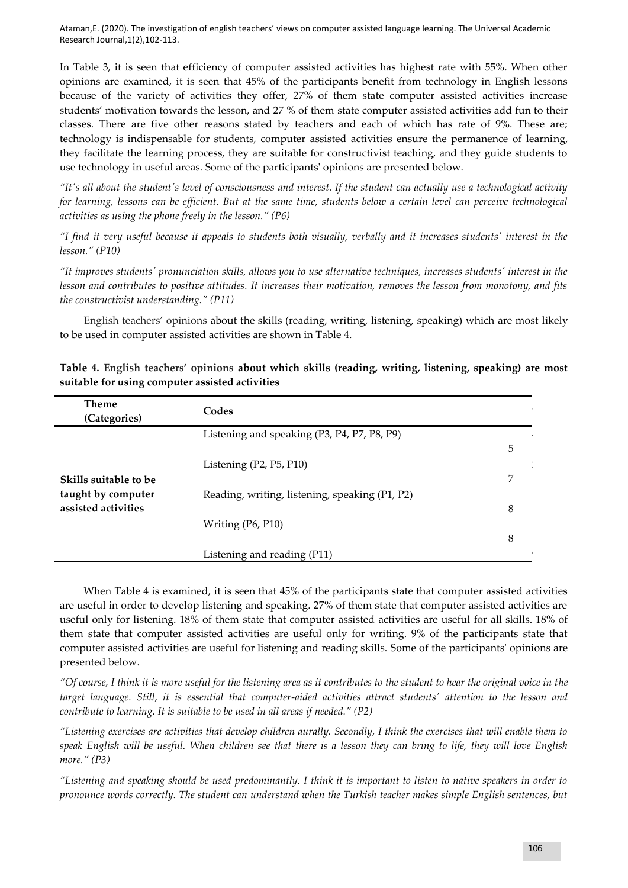In Table 3, it is seen that efficiency of computer assisted activities has highest rate with 55%. When other opinions are examined, it is seen that 45% of the participants benefit from technology in English lessons because of the variety of activities they offer, 27% of them state computer assisted activities increase students' motivation towards the lesson, and 27 % of them state computer assisted activities add fun to their classes. There are five other reasons stated by teachers and each of which has rate of 9%. These are; technology is indispensable for students, computer assisted activities ensure the permanence of learning, they facilitate the learning process, they are suitable for constructivist teaching, and they guide students to use technology in useful areas. Some of the participants' opinions are presented below.

*"It's all about the student's level of consciousness and interest. If the student can actually use a technological activity for learning, lessons can be efficient. But at the same time, students below a certain level can perceive technological activities as using the phone freely in the lesson." (P6)*

*"I find it very useful because it appeals to students both visually, verbally and it increases students' interest in the lesson." (P10)*

*"It improves students' pronunciation skills, allows you to use alternative techniques, increases students' interest in the lesson and contributes to positive attitudes. It increases their motivation, removes the lesson from monotony, and fits the constructivist understanding." (P11)*

English teachers' opinions about the skills (reading, writing, listening, speaking) which are most likely to be used in computer assisted activities are shown in Table 4.

**Table 4. English teachers' opinions about which skills (reading, writing, listening, speaking) are most suitable for using computer assisted activities**

| Theme (Categories) | Codes | |
|---|---|---|
| Skills suitable to be taught by computer assisted activities | Listening and speaking (P3, P4, P7, P8, P9) | 5 |
| | Listening (P2, P5, P10) | 7 |
| | Reading, writing, listening, speaking (P1, P2) | 8 |
| | Writing (P6, P10) | 8 |
| | Listening and reading (P11) | |

When Table 4 is examined, it is seen that 45% of the participants state that computer assisted activities are useful in order to develop listening and speaking. 27% of them state that computer assisted activities are useful only for listening. 18% of them state that computer assisted activities are useful for all skills. 18% of them state that computer assisted activities are useful only for writing. 9% of the participants state that computer assisted activities are useful for listening and reading skills. Some of the participants' opinions are presented below.

*"Of course, I think it is more useful for the listening area as it contributes to the student to hear the original voice in the target language. Still, it is essential that computer-aided activities attract students' attention to the lesson and contribute to learning. It is suitable to be used in all areas if needed." (P2)*

*"Listening exercises are activities that develop children aurally. Secondly, I think the exercises that will enable them to speak English will be useful. When children see that there is a lesson they can bring to life, they will love English more." (P3)*

*"Listening and speaking should be used predominantly. I think it is important to listen to native speakers in order to pronounce words correctly. The student can understand when the Turkish teacher makes simple English sentences, but*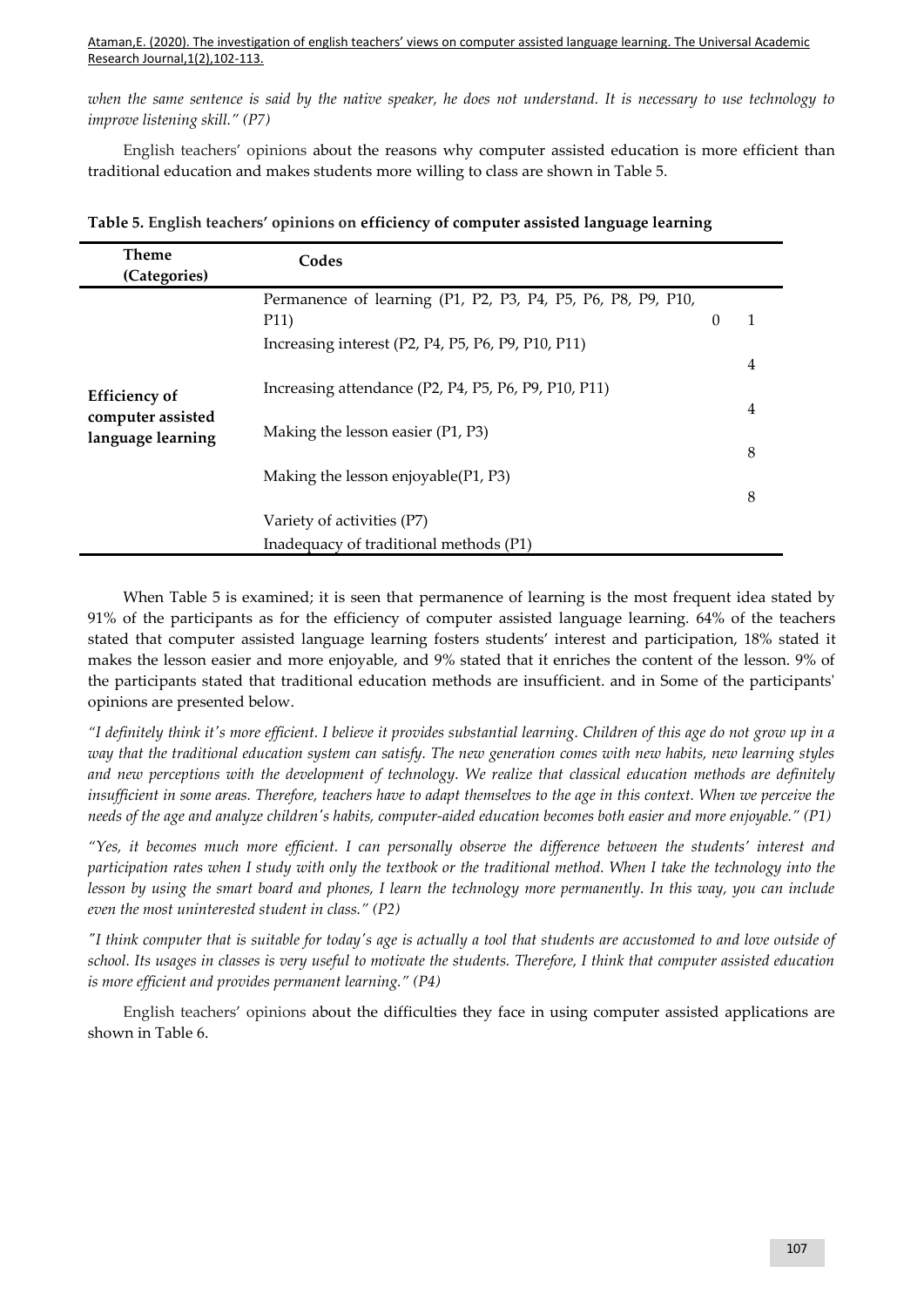*when the same sentence is said by the native speaker, he does not understand. It is necessary to use technology to improve listening skill." (P7)*

English teachers' opinions about the reasons why computer assisted education is more efficient than traditional education and makes students more willing to class are shown in Table 5.

**Table 5. English teachers' opinions on efficiency of computer assisted language learning**

| Theme (Categories) | Codes | | |
|---|---|---|---|
| **Efficiency of computer assisted language learning** | Permanence of learning (P1, P2, P3, P4, P5, P6, P8, P9, P10, P11) | 0 | 1 |
| | Increasing interest (P2, P4, P5, P6, P9, P10, P11) | | 4 |
| | Increasing attendance (P2, P4, P5, P6, P9, P10, P11) | | 4 |
| | Making the lesson easier (P1, P3) | | 8 |
| | Making the lesson enjoyable(P1, P3) | | 8 |
| | Variety of activities (P7) | | |
| | Inadequacy of traditional methods (P1) | | |

When Table 5 is examined; it is seen that permanence of learning is the most frequent idea stated by 91% of the participants as for the efficiency of computer assisted language learning. 64% of the teachers stated that computer assisted language learning fosters students' interest and participation, 18% stated it makes the lesson easier and more enjoyable, and 9% stated that it enriches the content of the lesson. 9% of the participants stated that traditional education methods are insufficient. and in Some of the participants' opinions are presented below.

*"I definitely think it's more efficient. I believe it provides substantial learning. Children of this age do not grow up in a way that the traditional education system can satisfy. The new generation comes with new habits, new learning styles and new perceptions with the development of technology. We realize that classical education methods are definitely insufficient in some areas. Therefore, teachers have to adapt themselves to the age in this context. When we perceive the needs of the age and analyze children's habits, computer-aided education becomes both easier and more enjoyable." (P1)*

*"Yes, it becomes much more efficient. I can personally observe the difference between the students' interest and participation rates when I study with only the textbook or the traditional method. When I take the technology into the lesson by using the smart board and phones, I learn the technology more permanently. In this way, you can include even the most uninterested student in class." (P2)*

*"I think computer that is suitable for today's age is actually a tool that students are accustomed to and love outside of school. Its usages in classes is very useful to motivate the students. Therefore, I think that computer assisted education is more efficient and provides permanent learning." (P4)*

English teachers' opinions about the difficulties they face in using computer assisted applications are shown in Table 6.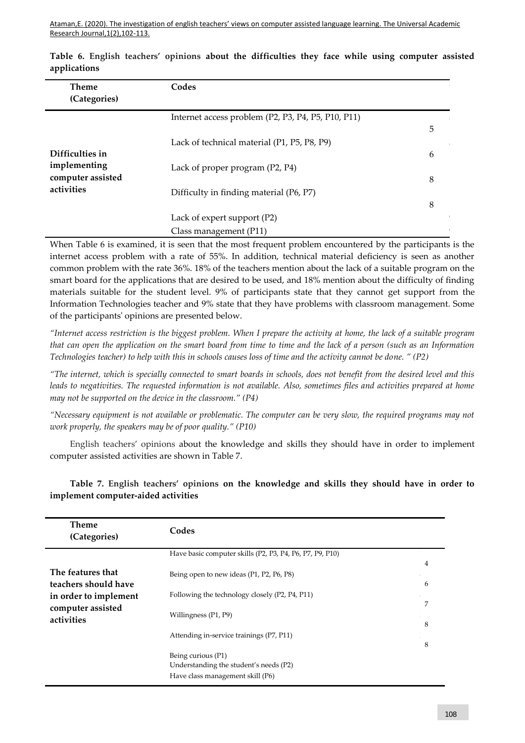**Table 6. English teachers' opinions about the difficulties they face while using computer assisted applications**

| Theme (Categories) | Codes | |
|---|---|---|
| **Difficulties in implementing computer assisted activities** | Internet access problem (P2, P3, P4, P5, P10, P11) | 5 |
| | Lack of technical material (P1, P5, P8, P9) | 6 |
| | Lack of proper program (P2, P4) | 8 |
| | Difficulty in finding material (P6, P7) | 8 |
| | Lack of expert support (P2) | |
| | Class management (P11) | |

When Table 6 is examined, it is seen that the most frequent problem encountered by the participants is the internet access problem with a rate of 55%. In addition, technical material deficiency is seen as another common problem with the rate 36%. 18% of the teachers mention about the lack of a suitable program on the smart board for the applications that are desired to be used, and 18% mention about the difficulty of finding materials suitable for the student level. 9% of participants state that they cannot get support from the Information Technologies teacher and 9% state that they have problems with classroom management. Some of the participants' opinions are presented below.

*"Internet access restriction is the biggest problem. When I prepare the activity at home, the lack of a suitable program that can open the application on the smart board from time to time and the lack of a person (such as an Information Technologies teacher) to help with this in schools causes loss of time and the activity cannot be done. " (P2)*

*"The internet, which is specially connected to smart boards in schools, does not benefit from the desired level and this leads to negativities. The requested information is not available. Also, sometimes files and activities prepared at home may not be supported on the device in the classroom." (P4)*

*"Necessary equipment is not available or problematic. The computer can be very slow, the required programs may not work properly, the speakers may be of poor quality." (P10)*

English teachers' opinions about the knowledge and skills they should have in order to implement computer assisted activities are shown in Table 7.

**Table 7. English teachers' opinions on the knowledge and skills they should have in order to implement computer-aided activities**

| Theme (Categories) | Codes | |
|---|---|---|
| **The features that teachers should have in order to implement computer assisted activities** | Have basic computer skills (P2, P3, P4, P6, P7, P9, P10) | 4 |
| | Being open to new ideas (P1, P2, P6, P8) | 6 |
| | Following the technology closely (P2, P4, P11) | 7 |
| | Willingness (P1, P9) | 8 |
| | Attending in-service trainings (P7, P11) | 8 |
| | Being curious (P1) | |
| | Understanding the student's needs (P2) | |
| | Have class management skill (P6) | |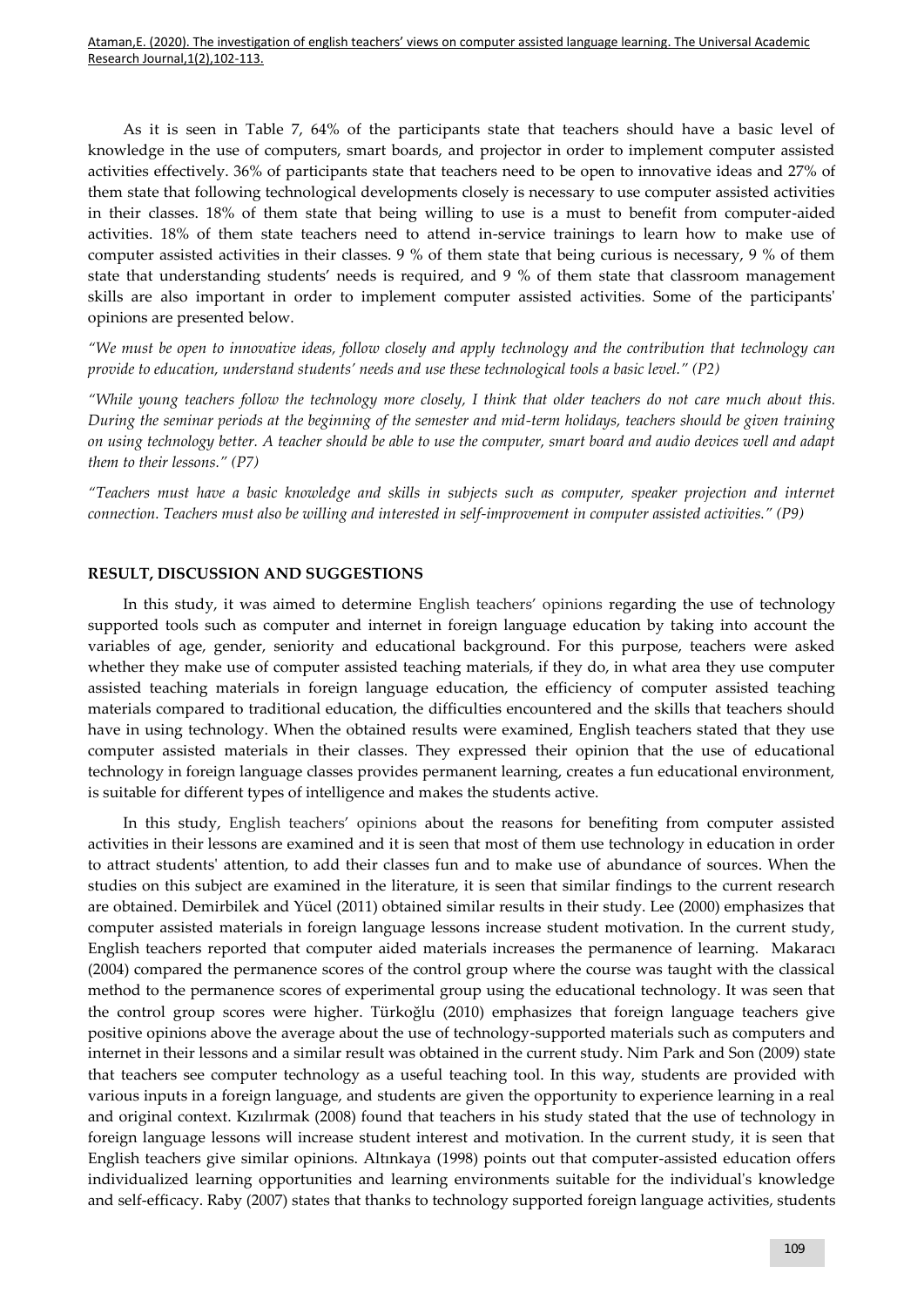As it is seen in Table 7, 64% of the participants state that teachers should have a basic level of knowledge in the use of computers, smart boards, and projector in order to implement computer assisted activities effectively. 36% of participants state that teachers need to be open to innovative ideas and 27% of them state that following technological developments closely is necessary to use computer assisted activities in their classes. 18% of them state that being willing to use is a must to benefit from computer-aided activities. 18% of them state teachers need to attend in-service trainings to learn how to make use of computer assisted activities in their classes. 9 % of them state that being curious is necessary, 9 % of them state that understanding students' needs is required, and 9 % of them state that classroom management skills are also important in order to implement computer assisted activities. Some of the participants' opinions are presented below.

*"We must be open to innovative ideas, follow closely and apply technology and the contribution that technology can provide to education, understand students' needs and use these technological tools a basic level." (P2)*

*"While young teachers follow the technology more closely, I think that older teachers do not care much about this. During the seminar periods at the beginning of the semester and mid-term holidays, teachers should be given training on using technology better. A teacher should be able to use the computer, smart board and audio devices well and adapt them to their lessons." (P7)*

*"Teachers must have a basic knowledge and skills in subjects such as computer, speaker projection and internet connection. Teachers must also be willing and interested in self-improvement in computer assisted activities." (P9)*

## RESULT, DISCUSSION AND SUGGESTIONS

In this study, it was aimed to determine English teachers' opinions regarding the use of technology supported tools such as computer and internet in foreign language education by taking into account the variables of age, gender, seniority and educational background. For this purpose, teachers were asked whether they make use of computer assisted teaching materials, if they do, in what area they use computer assisted teaching materials in foreign language education, the efficiency of computer assisted teaching materials compared to traditional education, the difficulties encountered and the skills that teachers should have in using technology. When the obtained results were examined, English teachers stated that they use computer assisted materials in their classes. They expressed their opinion that the use of educational technology in foreign language classes provides permanent learning, creates a fun educational environment, is suitable for different types of intelligence and makes the students active.

In this study, English teachers' opinions about the reasons for benefiting from computer assisted activities in their lessons are examined and it is seen that most of them use technology in education in order to attract students' attention, to add their classes fun and to make use of abundance of sources. When the studies on this subject are examined in the literature, it is seen that similar findings to the current research are obtained. Demirbilek and Yücel (2011) obtained similar results in their study. Lee (2000) emphasizes that computer assisted materials in foreign language lessons increase student motivation. In the current study, English teachers reported that computer aided materials increases the permanence of learning. Makaracı (2004) compared the permanence scores of the control group where the course was taught with the classical method to the permanence scores of experimental group using the educational technology. It was seen that the control group scores were higher. Türkoğlu (2010) emphasizes that foreign language teachers give positive opinions above the average about the use of technology-supported materials such as computers and internet in their lessons and a similar result was obtained in the current study. Nim Park and Son (2009) state that teachers see computer technology as a useful teaching tool. In this way, students are provided with various inputs in a foreign language, and students are given the opportunity to experience learning in a real and original context. Kızılırmak (2008) found that teachers in his study stated that the use of technology in foreign language lessons will increase student interest and motivation. In the current study, it is seen that English teachers give similar opinions. Altınkaya (1998) points out that computer-assisted education offers individualized learning opportunities and learning environments suitable for the individual's knowledge and self-efficacy. Raby (2007) states that thanks to technology supported foreign language activities, students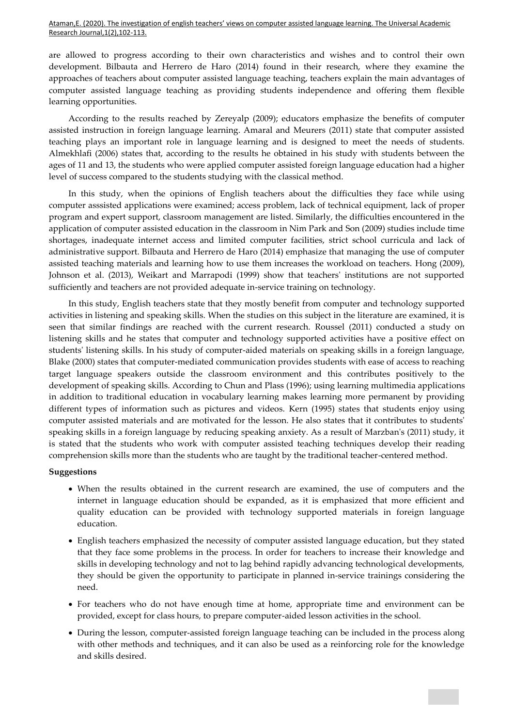are allowed to progress according to their own characteristics and wishes and to control their own development. Bilbauta and Herrero de Haro (2014) found in their research, where they examine the approaches of teachers about computer assisted language teaching, teachers explain the main advantages of computer assisted language teaching as providing students independence and offering them flexible learning opportunities.

According to the results reached by Zereyalp (2009); educators emphasize the benefits of computer assisted instruction in foreign language learning. Amaral and Meurers (2011) state that computer assisted teaching plays an important role in language learning and is designed to meet the needs of students. Almekhlafi (2006) states that, according to the results he obtained in his study with students between the ages of 11 and 13, the students who were applied computer assisted foreign language education had a higher level of success compared to the students studying with the classical method.

In this study, when the opinions of English teachers about the difficulties they face while using computer asssisted applications were examined; access problem, lack of technical equipment, lack of proper program and expert support, classroom management are listed. Similarly, the difficulties encountered in the application of computer assisted education in the classroom in Nim Park and Son (2009) studies include time shortages, inadequate internet access and limited computer facilities, strict school curricula and lack of administrative support. Bilbauta and Herrero de Haro (2014) emphasize that managing the use of computer assisted teaching materials and learning how to use them increases the workload on teachers. Hong (2009), Johnson et al. (2013), Weikart and Marrapodi (1999) show that teachers' institutions are not supported sufficiently and teachers are not provided adequate in-service training on technology.

In this study, English teachers state that they mostly benefit from computer and technology supported activities in listening and speaking skills. When the studies on this subject in the literature are examined, it is seen that similar findings are reached with the current research. Roussel (2011) conducted a study on listening skills and he states that computer and technology supported activities have a positive effect on students' listening skills. In his study of computer-aided materials on speaking skills in a foreign language, Blake (2000) states that computer-mediated communication provides students with ease of access to reaching target language speakers outside the classroom environment and this contributes positively to the development of speaking skills. According to Chun and Plass (1996); using learning multimedia applications in addition to traditional education in vocabulary learning makes learning more permanent by providing different types of information such as pictures and videos. Kern (1995) states that students enjoy using computer assisted materials and are motivated for the lesson. He also states that it contributes to students' speaking skills in a foreign language by reducing speaking anxiety. As a result of Marzban's (2011) study, it is stated that the students who work with computer assisted teaching techniques develop their reading comprehension skills more than the students who are taught by the traditional teacher-centered method.

**Suggestions**

- When the results obtained in the current research are examined, the use of computers and the internet in language education should be expanded, as it is emphasized that more efficient and quality education can be provided with technology supported materials in foreign language education.
- English teachers emphasized the necessity of computer assisted language education, but they stated that they face some problems in the process. In order for teachers to increase their knowledge and skills in developing technology and not to lag behind rapidly advancing technological developments, they should be given the opportunity to participate in planned in-service trainings considering the need.
- For teachers who do not have enough time at home, appropriate time and environment can be provided, except for class hours, to prepare computer-aided lesson activities in the school.
- During the lesson, computer-assisted foreign language teaching can be included in the process along with other methods and techniques, and it can also be used as a reinforcing role for the knowledge and skills desired.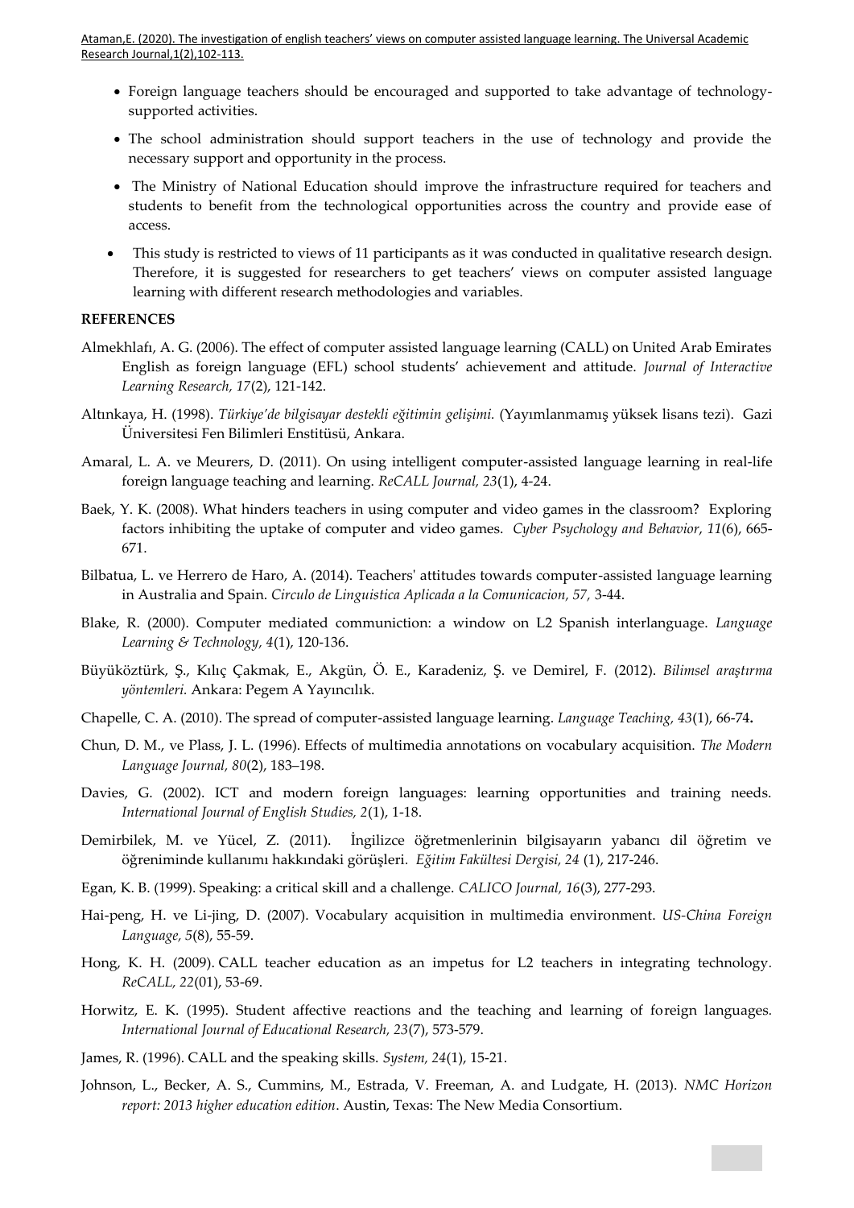- Foreign language teachers should be encouraged and supported to take advantage of technology-supported activities.
- The school administration should support teachers in the use of technology and provide the necessary support and opportunity in the process.
- The Ministry of National Education should improve the infrastructure required for teachers and students to benefit from the technological opportunities across the country and provide ease of access.
- This study is restricted to views of 11 participants as it was conducted in qualitative research design. Therefore, it is suggested for researchers to get teachers' views on computer assisted language learning with different research methodologies and variables.

**REFERENCES**

Almekhlafı, A. G. (2006). The effect of computer assisted language learning (CALL) on United Arab Emirates English as foreign language (EFL) school students' achievement and attitude. *Journal of Interactive Learning Research, 17*(2), 121-142.

Altınkaya, H. (1998). *Türkiye'de bilgisayar destekli eğitimin gelişimi.* (Yayımlanmamış yüksek lisans tezi). Gazi Üniversitesi Fen Bilimleri Enstitüsü, Ankara.

Amaral, L. A. ve Meurers, D. (2011). On using intelligent computer-assisted language learning in real-life foreign language teaching and learning. *ReCALL Journal, 23*(1), 4-24.

Baek, Y. K. (2008). What hinders teachers in using computer and video games in the classroom? Exploring factors inhibiting the uptake of computer and video games. *Cyber Psychology and Behavior*, *11*(6), 665-671.

Bilbatua, L. ve Herrero de Haro, A. (2014). Teachers' attitudes towards computer-assisted language learning in Australia and Spain. *Circulo de Linguistica Aplicada a la Comunicacion, 57,* 3-44.

Blake, R. (2000). Computer mediated communiction: a window on L2 Spanish interlanguage. *Language Learning & Technology, 4*(1), 120-136.

Büyüköztürk, Ş., Kılıç Çakmak, E., Akgün, Ö. E., Karadeniz, Ş. ve Demirel, F. (2012). *Bilimsel araştırma yöntemleri.* Ankara: Pegem A Yayıncılık.

Chapelle, C. A. (2010). The spread of computer-assisted language learning. *Language Teaching, 43*(1), 66-74**.**

Chun, D. M., ve Plass, J. L. (1996). Effects of multimedia annotations on vocabulary acquisition. *The Modern Language Journal, 80*(2), 183–198.

Davies, G. (2002). ICT and modern foreign languages: learning opportunities and training needs. *International Journal of English Studies, 2*(1), 1-18.

Demirbilek, M. ve Yücel, Z. (2011). İngilizce öğretmenlerinin bilgisayarın yabancı dil öğretim ve öğreniminde kullanımı hakkındaki görüşleri. *Eğitim Fakültesi Dergisi, 24* (1), 217-246.

Egan, K. B. (1999). Speaking: a critical skill and a challenge. *CALICO Journal, 16*(3), 277-293.

Hai-peng, H. ve Li-jing, D. (2007). Vocabulary acquisition in multimedia environment. *US-China Foreign Language, 5*(8), 55-59.

Hong, K. H. (2009). CALL teacher education as an impetus for L2 teachers in integrating technology. *ReCALL, 22*(01), 53-69.

Horwitz, E. K. (1995). Student affective reactions and the teaching and learning of foreign languages. *International Journal of Educational Research, 23*(7), 573-579.

James, R. (1996). CALL and the speaking skills. *System, 24*(1), 15-21.

Johnson, L., Becker, A. S., Cummins, M., Estrada, V. Freeman, A. and Ludgate, H. (2013). *NMC Horizon report: 2013 higher education edition*. Austin, Texas: The New Media Consortium.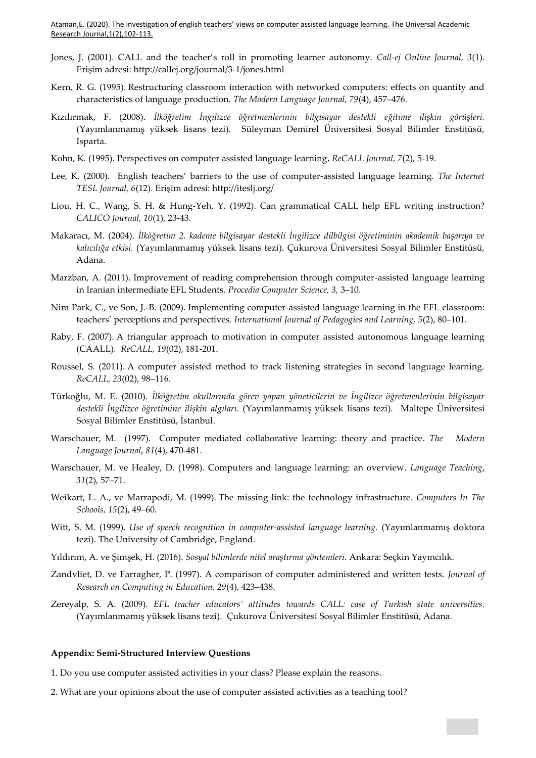Jones, J. (2001). CALL and the teacher's roll in promoting learner autonomy. *Call-ej Online Journal, 3*(1). Erişim adresi: http://callej.org/journal/3-1/jones.html

Kern, R. G. (1995). Restructuring classroom interaction with networked computers: effects on quantity and characteristics of language production. *The Modern Language Journal, 79*(4), 457–476.

Kızılırmak, F. (2008). *İlköğretim İngilizce öğretmenlerinin bilgisayar destekli eğitime ilişkin görüşleri.* (Yayımlanmamış yüksek lisans tezi). Süleyman Demirel Üniversitesi Sosyal Bilimler Enstitüsü, Isparta.

Kohn, K. (1995). Perspectives on computer assisted language learning**.** *ReCALL Journal, 7*(2), 5-19.

Lee, K. (2000). English teachers' barriers to the use of computer-assisted language learning. *The Internet TESL Journal, 6*(12). Erişim adresi: http://iteslj.org/

Liou, H. C., Wang, S. H. & Hung-Yeh, Y. (1992). Can grammatical CALL help EFL writing instruction? *CALICO Journal, 10*(1), 23-43.

Makaracı, M. (2004). *İlköğretim 2. kademe bilgisayar destekli İngilizce dilbilgisi öğretiminin akademik başarıya ve kalıcılığa etkisi.* (Yayımlanmamış yüksek lisans tezi). Çukurova Üniversitesi Sosyal Bilimler Enstitüsü, Adana.

Marzban, A. (2011). Improvement of reading comprehension through computer-assisted language learning in Iranian intermediate EFL Students. *Procedia Computer Science, 3,* 3–10.

Nim Park, C., ve Son, J.-B. (2009). Implementing computer-assisted language learning in the EFL classroom: teachers' perceptions and perspectives*. International Journal of Pedagogies and Learning, 5*(2), 80–101.

Raby, F. (2007). A triangular approach to motivation in computer assisted autonomous language learning (CAALL). *ReCALL, 19*(02), 181-201.

Roussel, S. (2011). A computer assisted method to track listening strategies in second language learning. *ReCALL, 23*(02), 98–116.

Türkoğlu, M. E. (2010). *İlköğretim okullarında görev yapan yöneticilerin ve İngilizce öğretmenlerinin bilgisayar destekli İngilizce öğretimine ilişkin algıları.* (Yayımlanmamış yüksek lisans tezi). Maltepe Üniversitesi Sosyal Bilimler Enstitüsü, İstanbul.

Warschauer, M. (1997). Computer mediated collaborative learning: theory and practice. *The Modern Language Journal*, *81*(4), 470-481.

Warschauer, M. ve Healey, D. (1998). Computers and language learning: an overview. *Language Teaching*, *31*(2), 57–71.

Weikart, L. A., ve Marrapodi, M. (1999). The missing link: the technology infrastructure. *Computers In The Schools, 15*(2), 49–60.

Witt, S. M. (1999). *Use of speech recognition in computer-assisted language learning.* (Yayımlanmamış doktora tezi). The University of Cambridge, England.

Yıldırım, A. ve Şimşek, H. (2016). *Sosyal bilimlerde nitel araştırma yöntemleri*. Ankara: Seçkin Yayıncılık.

Zandvliet, D. ve Farragher, P. (1997). A comparison of computer administered and written tests. *Journal of Research on Computing in Education, 29*(4), 423–438.

Zereyalp, S. A. (2009). *EFL teacher educators' attitudes towards CALL: case of Turkish state universities.* (Yayımlanmamış yüksek lisans tezi). Çukurova Üniversitesi Sosyal Bilimler Enstitüsü, Adana.

**Appendix: Semi-Structured Interview Questions**

1. Do you use computer assisted activities in your class? Please explain the reasons.

2. What are your opinions about the use of computer assisted activities as a teaching tool?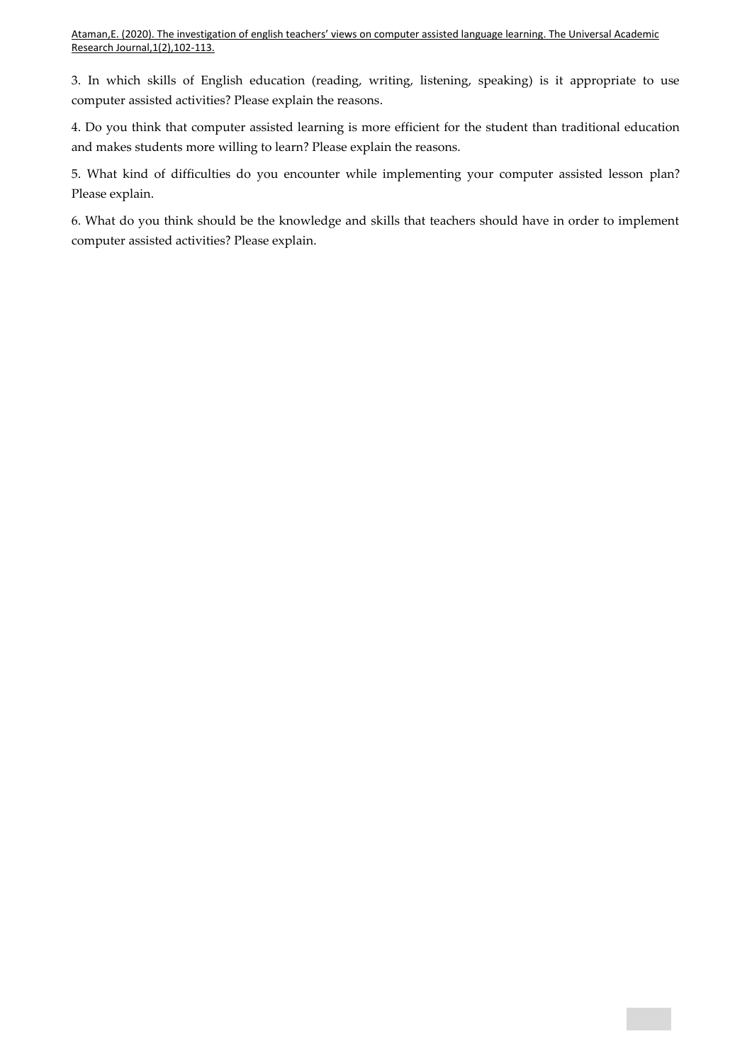3. In which skills of English education (reading, writing, listening, speaking) is it appropriate to use computer assisted activities? Please explain the reasons.

4. Do you think that computer assisted learning is more efficient for the student than traditional education and makes students more willing to learn? Please explain the reasons.

5. What kind of difficulties do you encounter while implementing your computer assisted lesson plan? Please explain.

6. What do you think should be the knowledge and skills that teachers should have in order to implement computer assisted activities? Please explain.